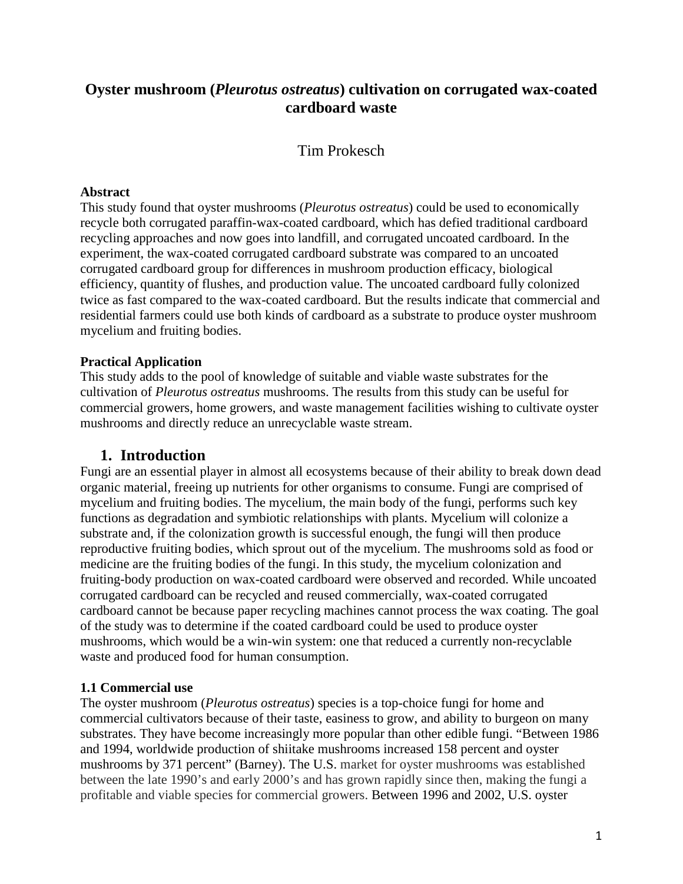# Oyster mushroom (*Pleurotus ostreatus*) cultivation on corrugated wax-coated cardboard waste

Tim Prokesch

**Abstract**

This study found that oyster mushrooms (*Pleurotus ostreatus*) could be used to economically recycle both corrugated paraffin-wax-coated cardboard, which has defied traditional cardboard recycling approaches and now goes into landfill, and corrugated uncoated cardboard. In the experiment, the wax-coated corrugated cardboard substrate was compared to an uncoated corrugated cardboard group for differences in mushroom production efficacy, biological efficiency, quantity of flushes, and production value. The uncoated cardboard fully colonized twice as fast compared to the wax-coated cardboard. But the results indicate that commercial and residential farmers could use both kinds of cardboard as a substrate to produce oyster mushroom mycelium and fruiting bodies.

**Practical Application**

This study adds to the pool of knowledge of suitable and viable waste substrates for the cultivation of *Pleurotus ostreatus* mushrooms. The results from this study can be useful for commercial growers, home growers, and waste management facilities wishing to cultivate oyster mushrooms and directly reduce an unrecyclable waste stream.

## 1. Introduction

Fungi are an essential player in almost all ecosystems because of their ability to break down dead organic material, freeing up nutrients for other organisms to consume. Fungi are comprised of mycelium and fruiting bodies. The mycelium, the main body of the fungi, performs such key functions as degradation and symbiotic relationships with plants. Mycelium will colonize a substrate and, if the colonization growth is successful enough, the fungi will then produce reproductive fruiting bodies, which sprout out of the mycelium. The mushrooms sold as food or medicine are the fruiting bodies of the fungi. In this study, the mycelium colonization and fruiting-body production on wax-coated cardboard were observed and recorded. While uncoated corrugated cardboard can be recycled and reused commercially, wax-coated corrugated cardboard cannot be because paper recycling machines cannot process the wax coating. The goal of the study was to determine if the coated cardboard could be used to produce oyster mushrooms, which would be a win-win system: one that reduced a currently non-recyclable waste and produced food for human consumption.

### 1.1 Commercial use

The oyster mushroom (*Pleurotus ostreatus*) species is a top-choice fungi for home and commercial cultivators because of their taste, easiness to grow, and ability to burgeon on many substrates. They have become increasingly more popular than other edible fungi. "Between 1986 and 1994, worldwide production of shiitake mushrooms increased 158 percent and oyster mushrooms by 371 percent" (Barney). The U.S. market for oyster mushrooms was established between the late 1990's and early 2000's and has grown rapidly since then, making the fungi a profitable and viable species for commercial growers. Between 1996 and 2002, U.S. oyster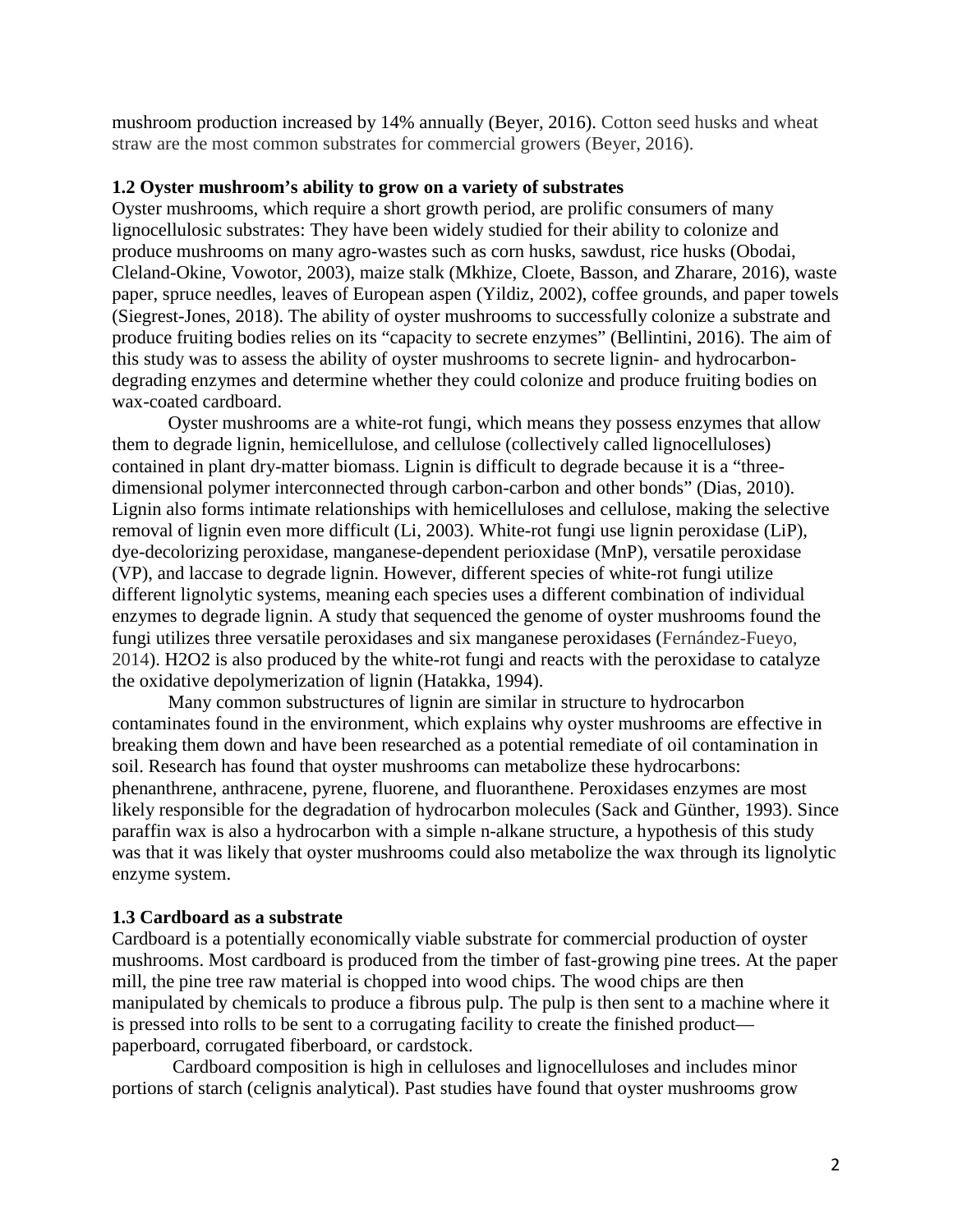mushroom production increased by 14% annually (Beyer, 2016). Cotton seed husks and wheat straw are the most common substrates for commercial growers (Beyer, 2016).

### 1.2 Oyster mushroom's ability to grow on a variety of substrates

Oyster mushrooms, which require a short growth period, are prolific consumers of many lignocellulosic substrates: They have been widely studied for their ability to colonize and produce mushrooms on many agro-wastes such as corn husks, sawdust, rice husks (Obodai, Cleland-Okine, Vowotor, 2003), maize stalk (Mkhize, Cloete, Basson, and Zharare, 2016), waste paper, spruce needles, leaves of European aspen (Yildiz, 2002), coffee grounds, and paper towels (Siegrest-Jones, 2018). The ability of oyster mushrooms to successfully colonize a substrate and produce fruiting bodies relies on its "capacity to secrete enzymes" (Bellintini, 2016). The aim of this study was to assess the ability of oyster mushrooms to secrete lignin- and hydrocarbon-degrading enzymes and determine whether they could colonize and produce fruiting bodies on wax-coated cardboard.

Oyster mushrooms are a white-rot fungi, which means they possess enzymes that allow them to degrade lignin, hemicellulose, and cellulose (collectively called lignocelluloses) contained in plant dry-matter biomass. Lignin is difficult to degrade because it is a "three-dimensional polymer interconnected through carbon-carbon and other bonds" (Dias, 2010). Lignin also forms intimate relationships with hemicelluloses and cellulose, making the selective removal of lignin even more difficult (Li, 2003). White-rot fungi use lignin peroxidase (LiP), dye-decolorizing peroxidase, manganese-dependent perioxidase (MnP), versatile peroxidase (VP), and laccase to degrade lignin. However, different species of white-rot fungi utilize different lignolytic systems, meaning each species uses a different combination of individual enzymes to degrade lignin. A study that sequenced the genome of oyster mushrooms found the fungi utilizes three versatile peroxidases and six manganese peroxidases (Fernández-Fueyo, 2014). $H_2O_2$ is also produced by the white-rot fungi and reacts with the peroxidase to catalyze the oxidative depolymerization of lignin (Hatakka, 1994).

Many common substructures of lignin are similar in structure to hydrocarbon contaminates found in the environment, which explains why oyster mushrooms are effective in breaking them down and have been researched as a potential remediate of oil contamination in soil. Research has found that oyster mushrooms can metabolize these hydrocarbons: phenanthrene, anthracene, pyrene, fluorene, and fluoranthene. Peroxidases enzymes are most likely responsible for the degradation of hydrocarbon molecules (Sack and Günther, 1993). Since paraffin wax is also a hydrocarbon with a simple n-alkane structure, a hypothesis of this study was that it was likely that oyster mushrooms could also metabolize the wax through its lignolytic enzyme system.

### 1.3 Cardboard as a substrate

Cardboard is a potentially economically viable substrate for commercial production of oyster mushrooms. Most cardboard is produced from the timber of fast-growing pine trees. At the paper mill, the pine tree raw material is chopped into wood chips. The wood chips are then manipulated by chemicals to produce a fibrous pulp. The pulp is then sent to a machine where it is pressed into rolls to be sent to a corrugating facility to create the finished product—paperboard, corrugated fiberboard, or cardstock.

Cardboard composition is high in celluloses and lignocelluloses and includes minor portions of starch (celignis analytical). Past studies have found that oyster mushrooms grow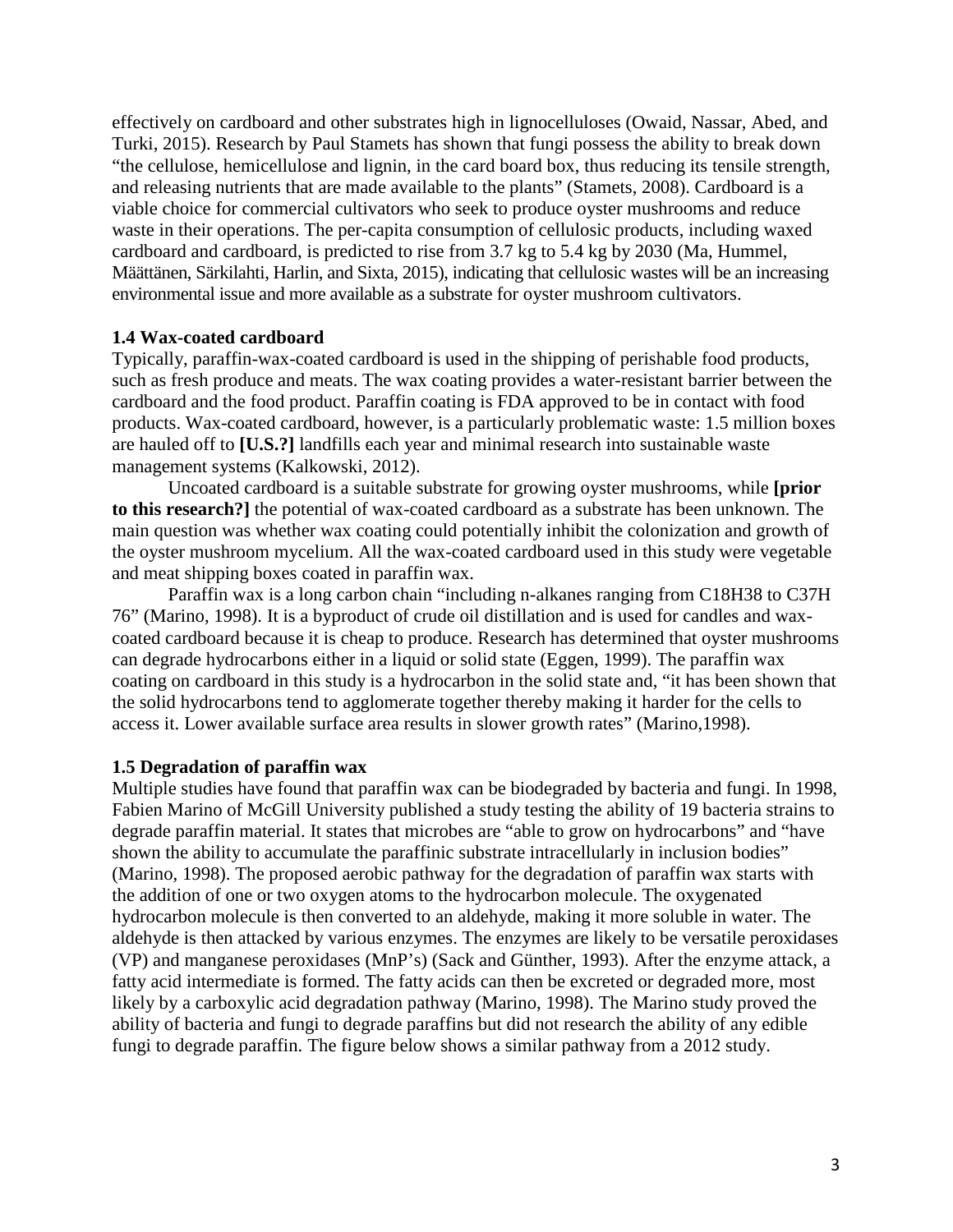effectively on cardboard and other substrates high in lignocelluloses (Owaid, Nassar, Abed, and Turki, 2015). Research by Paul Stamets has shown that fungi possess the ability to break down "the cellulose, hemicellulose and lignin, in the card board box, thus reducing its tensile strength, and releasing nutrients that are made available to the plants" (Stamets, 2008). Cardboard is a viable choice for commercial cultivators who seek to produce oyster mushrooms and reduce waste in their operations. The per-capita consumption of cellulosic products, including waxed cardboard and cardboard, is predicted to rise from 3.7 kg to 5.4 kg by 2030 (Ma, Hummel, Määttänen, Särkilahti, Harlin, and Sixta, 2015), indicating that cellulosic wastes will be an increasing environmental issue and more available as a substrate for oyster mushroom cultivators.

### 1.4 Wax-coated cardboard

Typically, paraffin-wax-coated cardboard is used in the shipping of perishable food products, such as fresh produce and meats. The wax coating provides a water-resistant barrier between the cardboard and the food product. Paraffin coating is FDA approved to be in contact with food products. Wax-coated cardboard, however, is a particularly problematic waste: 1.5 million boxes are hauled off to **[U.S.?]** landfills each year and minimal research into sustainable waste management systems (Kalkowski, 2012).

Uncoated cardboard is a suitable substrate for growing oyster mushrooms, while **[prior to this research?]** the potential of wax-coated cardboard as a substrate has been unknown. The main question was whether wax coating could potentially inhibit the colonization and growth of the oyster mushroom mycelium. All the wax-coated cardboard used in this study were vegetable and meat shipping boxes coated in paraffin wax.

Paraffin wax is a long carbon chain "including n-alkanes ranging from $C_{18}H_{38}$ to $C_{37}H_{76}$" (Marino, 1998). It is a byproduct of crude oil distillation and is used for candles and wax-coated cardboard because it is cheap to produce. Research has determined that oyster mushrooms can degrade hydrocarbons either in a liquid or solid state (Eggen, 1999). The paraffin wax coating on cardboard in this study is a hydrocarbon in the solid state and, "it has been shown that the solid hydrocarbons tend to agglomerate together thereby making it harder for the cells to access it. Lower available surface area results in slower growth rates" (Marino,1998).

### 1.5 Degradation of paraffin wax

Multiple studies have found that paraffin wax can be biodegraded by bacteria and fungi. In 1998, Fabien Marino of McGill University published a study testing the ability of 19 bacteria strains to degrade paraffin material. It states that microbes are "able to grow on hydrocarbons" and "have shown the ability to accumulate the paraffinic substrate intracellularly in inclusion bodies" (Marino, 1998). The proposed aerobic pathway for the degradation of paraffin wax starts with the addition of one or two oxygen atoms to the hydrocarbon molecule. The oxygenated hydrocarbon molecule is then converted to an aldehyde, making it more soluble in water. The aldehyde is then attacked by various enzymes. The enzymes are likely to be versatile peroxidases (VP) and manganese peroxidases (MnP's) (Sack and Günther, 1993). After the enzyme attack, a fatty acid intermediate is formed. The fatty acids can then be excreted or degraded more, most likely by a carboxylic acid degradation pathway (Marino, 1998). The Marino study proved the ability of bacteria and fungi to degrade paraffins but did not research the ability of any edible fungi to degrade paraffin. The figure below shows a similar pathway from a 2012 study.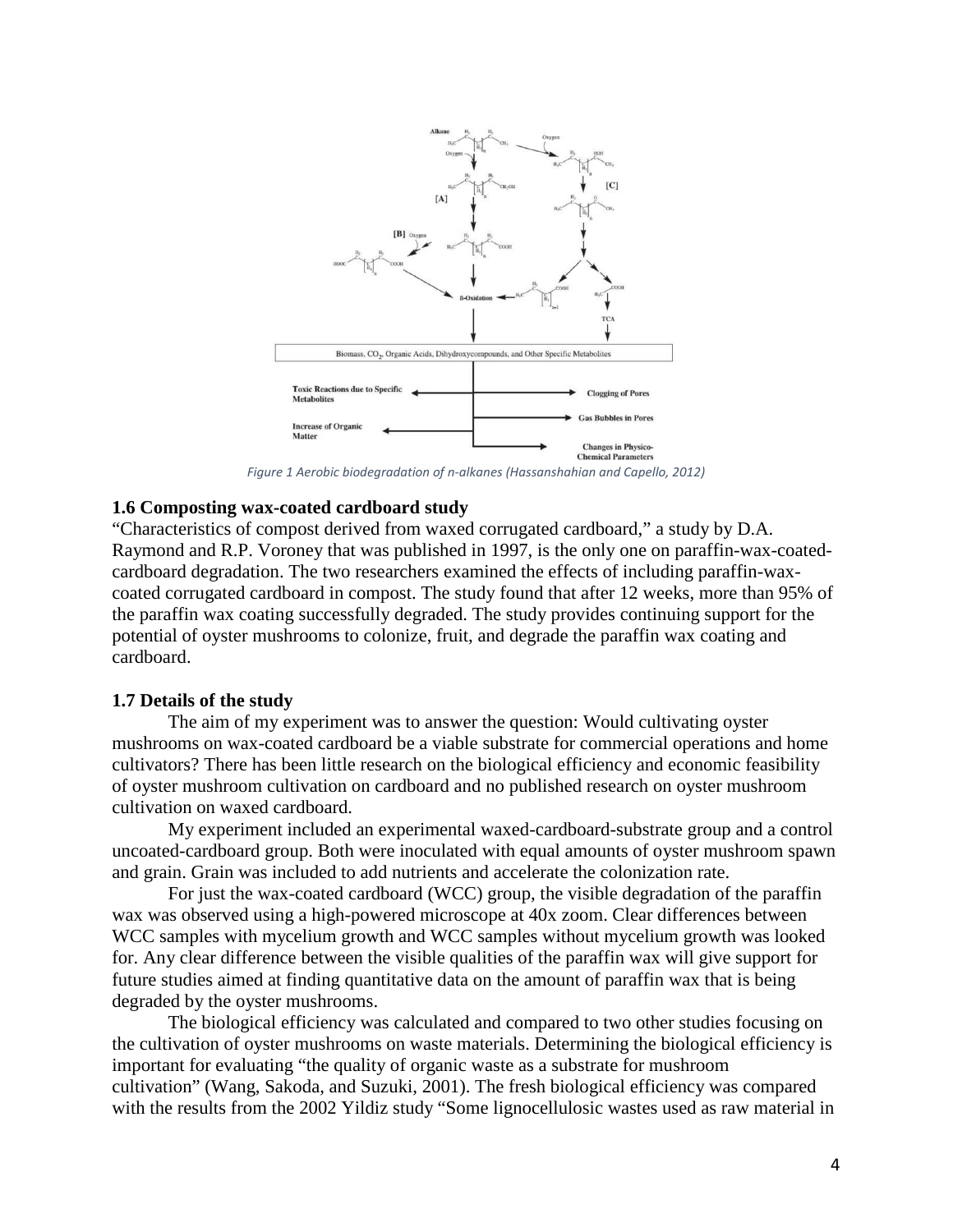*Figure 1 Aerobic biodegradation of n-alkanes (Hassanshahian and Capello, 2012)*

### 1.6 Composting wax-coated cardboard study

"Characteristics of compost derived from waxed corrugated cardboard," a study by D.A. Raymond and R.P. Voroney that was published in 1997, is the only one on paraffin-wax-coated-cardboard degradation. The two researchers examined the effects of including paraffin-wax-coated corrugated cardboard in compost. The study found that after 12 weeks, more than 95% of the paraffin wax coating successfully degraded. The study provides continuing support for the potential of oyster mushrooms to colonize, fruit, and degrade the paraffin wax coating and cardboard.

### 1.7 Details of the study

The aim of my experiment was to answer the question: Would cultivating oyster mushrooms on wax-coated cardboard be a viable substrate for commercial operations and home cultivators? There has been little research on the biological efficiency and economic feasibility of oyster mushroom cultivation on cardboard and no published research on oyster mushroom cultivation on waxed cardboard.

My experiment included an experimental waxed-cardboard-substrate group and a control uncoated-cardboard group. Both were inoculated with equal amounts of oyster mushroom spawn and grain. Grain was included to add nutrients and accelerate the colonization rate.

For just the wax-coated cardboard (WCC) group, the visible degradation of the paraffin wax was observed using a high-powered microscope at 40x zoom. Clear differences between WCC samples with mycelium growth and WCC samples without mycelium growth was looked for. Any clear difference between the visible qualities of the paraffin wax will give support for future studies aimed at finding quantitative data on the amount of paraffin wax that is being degraded by the oyster mushrooms.

The biological efficiency was calculated and compared to two other studies focusing on the cultivation of oyster mushrooms on waste materials. Determining the biological efficiency is important for evaluating "the quality of organic waste as a substrate for mushroom cultivation" (Wang, Sakoda, and Suzuki, 2001). The fresh biological efficiency was compared with the results from the 2002 Yildiz study "Some lignocellulosic wastes used as raw material in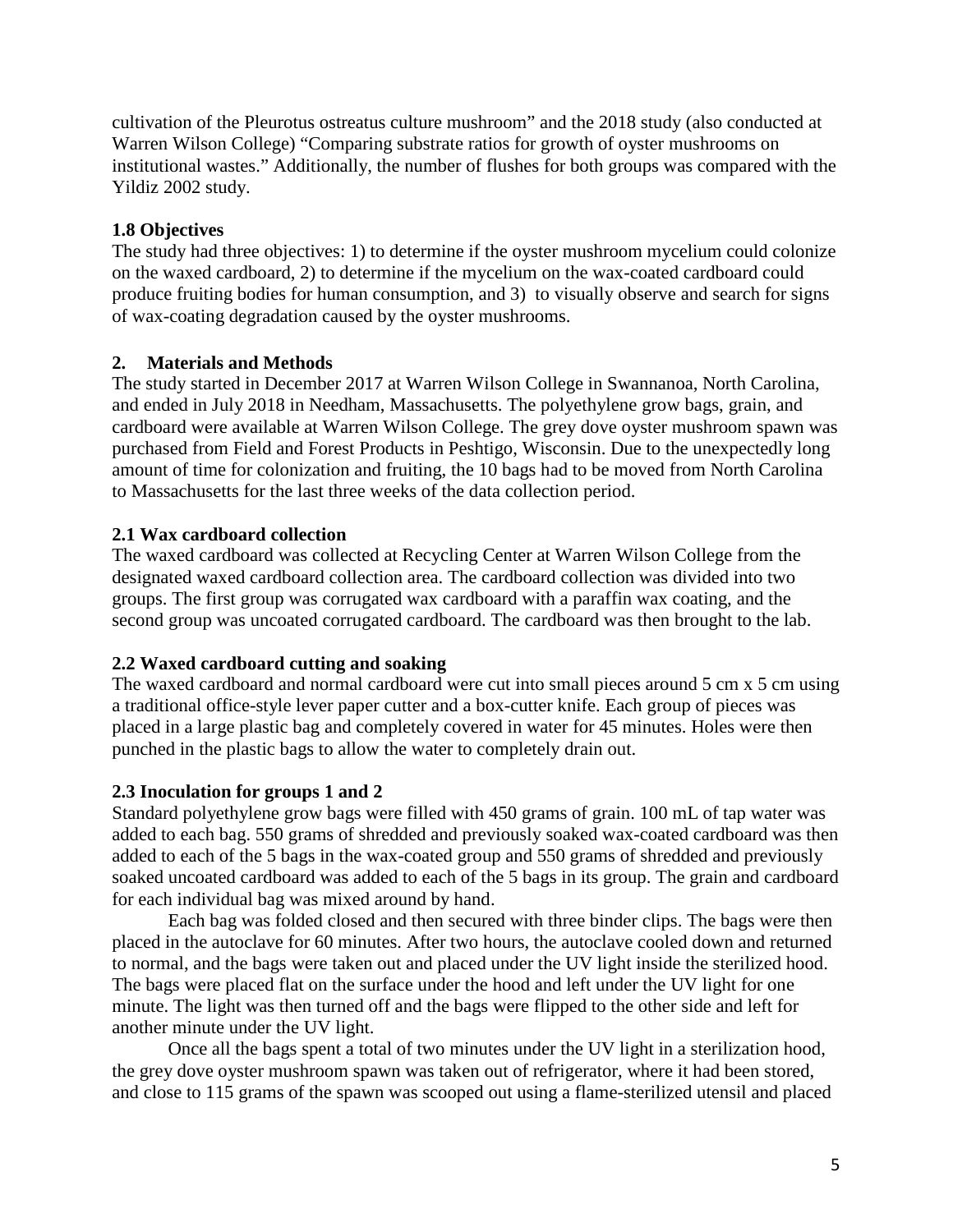cultivation of the Pleurotus ostreatus culture mushroom" and the 2018 study (also conducted at Warren Wilson College) "Comparing substrate ratios for growth of oyster mushrooms on institutional wastes." Additionally, the number of flushes for both groups was compared with the Yildiz 2002 study.

### 1.8 Objectives

The study had three objectives: 1) to determine if the oyster mushroom mycelium could colonize on the waxed cardboard, 2) to determine if the mycelium on the wax-coated cardboard could produce fruiting bodies for human consumption, and 3) to visually observe and search for signs of wax-coating degradation caused by the oyster mushrooms.

## 2. Materials and Methods

The study started in December 2017 at Warren Wilson College in Swannanoa, North Carolina, and ended in July 2018 in Needham, Massachusetts. The polyethylene grow bags, grain, and cardboard were available at Warren Wilson College. The grey dove oyster mushroom spawn was purchased from Field and Forest Products in Peshtigo, Wisconsin. Due to the unexpectedly long amount of time for colonization and fruiting, the 10 bags had to be moved from North Carolina to Massachusetts for the last three weeks of the data collection period.

### 2.1 Wax cardboard collection

The waxed cardboard was collected at Recycling Center at Warren Wilson College from the designated waxed cardboard collection area. The cardboard collection was divided into two groups. The first group was corrugated wax cardboard with a paraffin wax coating, and the second group was uncoated corrugated cardboard. The cardboard was then brought to the lab.

### 2.2 Waxed cardboard cutting and soaking

The waxed cardboard and normal cardboard were cut into small pieces around 5 cm x 5 cm using a traditional office-style lever paper cutter and a box-cutter knife. Each group of pieces was placed in a large plastic bag and completely covered in water for 45 minutes. Holes were then punched in the plastic bags to allow the water to completely drain out.

### 2.3 Inoculation for groups 1 and 2

Standard polyethylene grow bags were filled with 450 grams of grain. 100 mL of tap water was added to each bag. 550 grams of shredded and previously soaked wax-coated cardboard was then added to each of the 5 bags in the wax-coated group and 550 grams of shredded and previously soaked uncoated cardboard was added to each of the 5 bags in its group. The grain and cardboard for each individual bag was mixed around by hand.

Each bag was folded closed and then secured with three binder clips. The bags were then placed in the autoclave for 60 minutes. After two hours, the autoclave cooled down and returned to normal, and the bags were taken out and placed under the UV light inside the sterilized hood. The bags were placed flat on the surface under the hood and left under the UV light for one minute. The light was then turned off and the bags were flipped to the other side and left for another minute under the UV light.

Once all the bags spent a total of two minutes under the UV light in a sterilization hood, the grey dove oyster mushroom spawn was taken out of refrigerator, where it had been stored, and close to 115 grams of the spawn was scooped out using a flame-sterilized utensil and placed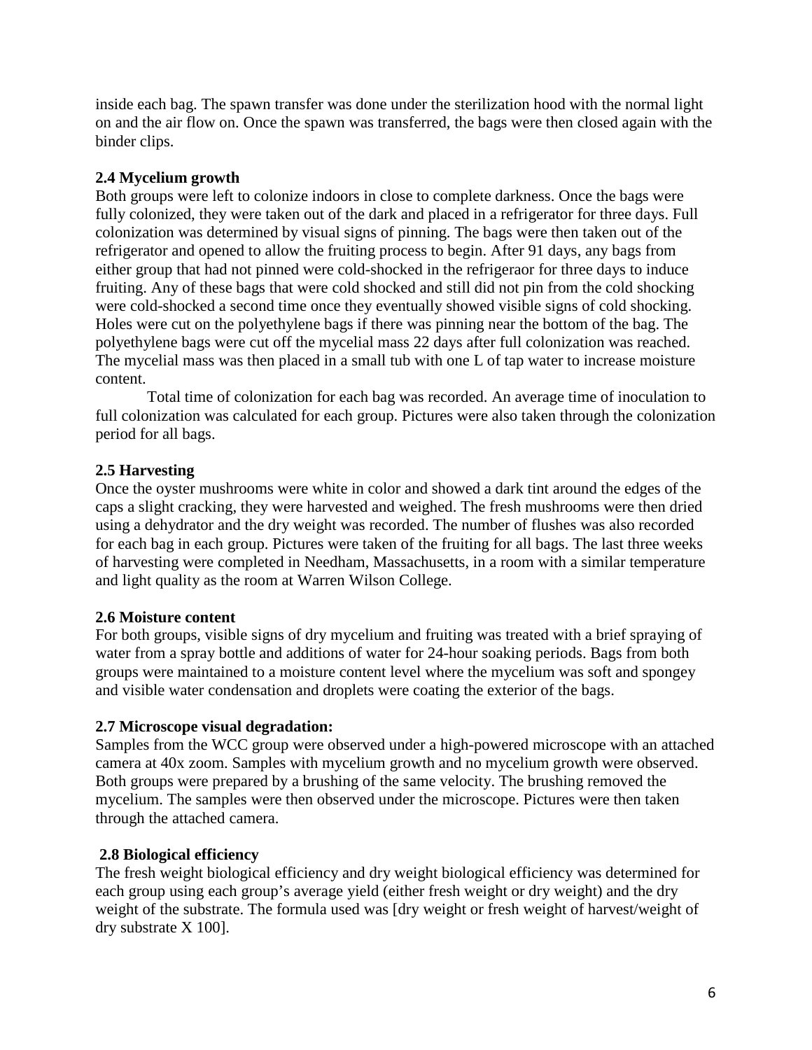inside each bag. The spawn transfer was done under the sterilization hood with the normal light on and the air flow on. Once the spawn was transferred, the bags were then closed again with the binder clips.

### 2.4 Mycelium growth

Both groups were left to colonize indoors in close to complete darkness. Once the bags were fully colonized, they were taken out of the dark and placed in a refrigerator for three days. Full colonization was determined by visual signs of pinning. The bags were then taken out of the refrigerator and opened to allow the fruiting process to begin. After 91 days, any bags from either group that had not pinned were cold-shocked in the refrigeraor for three days to induce fruiting. Any of these bags that were cold shocked and still did not pin from the cold shocking were cold-shocked a second time once they eventually showed visible signs of cold shocking. Holes were cut on the polyethylene bags if there was pinning near the bottom of the bag. The polyethylene bags were cut off the mycelial mass 22 days after full colonization was reached. The mycelial mass was then placed in a small tub with one L of tap water to increase moisture content.

Total time of colonization for each bag was recorded. An average time of inoculation to full colonization was calculated for each group. Pictures were also taken through the colonization period for all bags.

### 2.5 Harvesting

Once the oyster mushrooms were white in color and showed a dark tint around the edges of the caps a slight cracking, they were harvested and weighed. The fresh mushrooms were then dried using a dehydrator and the dry weight was recorded. The number of flushes was also recorded for each bag in each group. Pictures were taken of the fruiting for all bags. The last three weeks of harvesting were completed in Needham, Massachusetts, in a room with a similar temperature and light quality as the room at Warren Wilson College.

### 2.6 Moisture content

For both groups, visible signs of dry mycelium and fruiting was treated with a brief spraying of water from a spray bottle and additions of water for 24-hour soaking periods. Bags from both groups were maintained to a moisture content level where the mycelium was soft and spongey and visible water condensation and droplets were coating the exterior of the bags.

### 2.7 Microscope visual degradation:

Samples from the WCC group were observed under a high-powered microscope with an attached camera at 40x zoom. Samples with mycelium growth and no mycelium growth were observed. Both groups were prepared by a brushing of the same velocity. The brushing removed the mycelium. The samples were then observed under the microscope. Pictures were then taken through the attached camera.

### 2.8 Biological efficiency

The fresh weight biological efficiency and dry weight biological efficiency was determined for each group using each group's average yield (either fresh weight or dry weight) and the dry weight of the substrate. The formula used was [dry weight or fresh weight of harvest/weight of dry substrate X 100].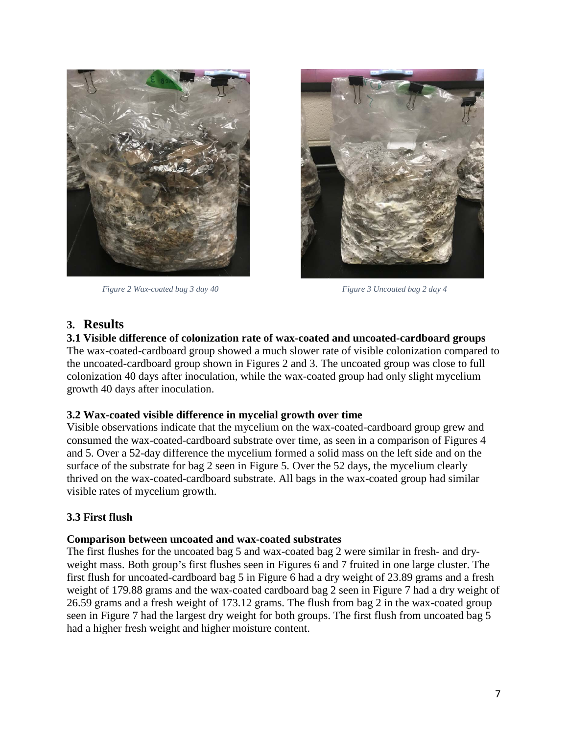*Figure 2 Wax-coated bag 3 day 40*

*Figure 3 Uncoated bag 2 day 4*

## 3. Results

### 3.1 Visible difference of colonization rate of wax-coated and uncoated-cardboard groups

The wax-coated-cardboard group showed a much slower rate of visible colonization compared to the uncoated-cardboard group shown in Figures 2 and 3. The uncoated group was close to full colonization 40 days after inoculation, while the wax-coated group had only slight mycelium growth 40 days after inoculation.

### 3.2 Wax-coated visible difference in mycelial growth over time

Visible observations indicate that the mycelium on the wax-coated-cardboard group grew and consumed the wax-coated-cardboard substrate over time, as seen in a comparison of Figures 4 and 5. Over a 52-day difference the mycelium formed a solid mass on the left side and on the surface of the substrate for bag 2 seen in Figure 5. Over the 52 days, the mycelium clearly thrived on the wax-coated-cardboard substrate. All bags in the wax-coated group had similar visible rates of mycelium growth.

### 3.3 First flush

**Comparison between uncoated and wax-coated substrates**

The first flushes for the uncoated bag 5 and wax-coated bag 2 were similar in fresh- and dry-weight mass. Both group's first flushes seen in Figures 6 and 7 fruited in one large cluster. The first flush for uncoated-cardboard bag 5 in Figure 6 had a dry weight of 23.89 grams and a fresh weight of 179.88 grams and the wax-coated cardboard bag 2 seen in Figure 7 had a dry weight of 26.59 grams and a fresh weight of 173.12 grams. The flush from bag 2 in the wax-coated group seen in Figure 7 had the largest dry weight for both groups. The first flush from uncoated bag 5 had a higher fresh weight and higher moisture content.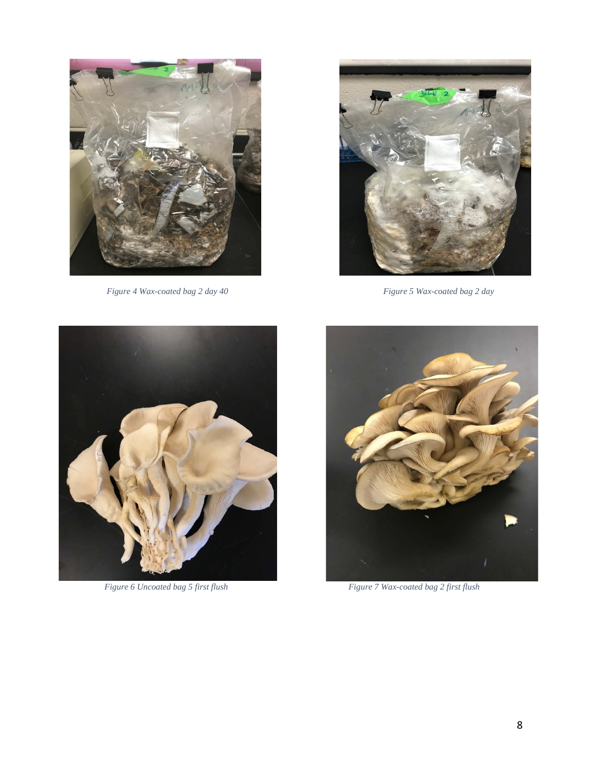*Figure 4 Wax-coated bag 2 day 40*

*Figure 5 Wax-coated bag 2 day*

*Figure 6 Uncoated bag 5 first flush*

*Figure 7 Wax-coated bag 2 first flush*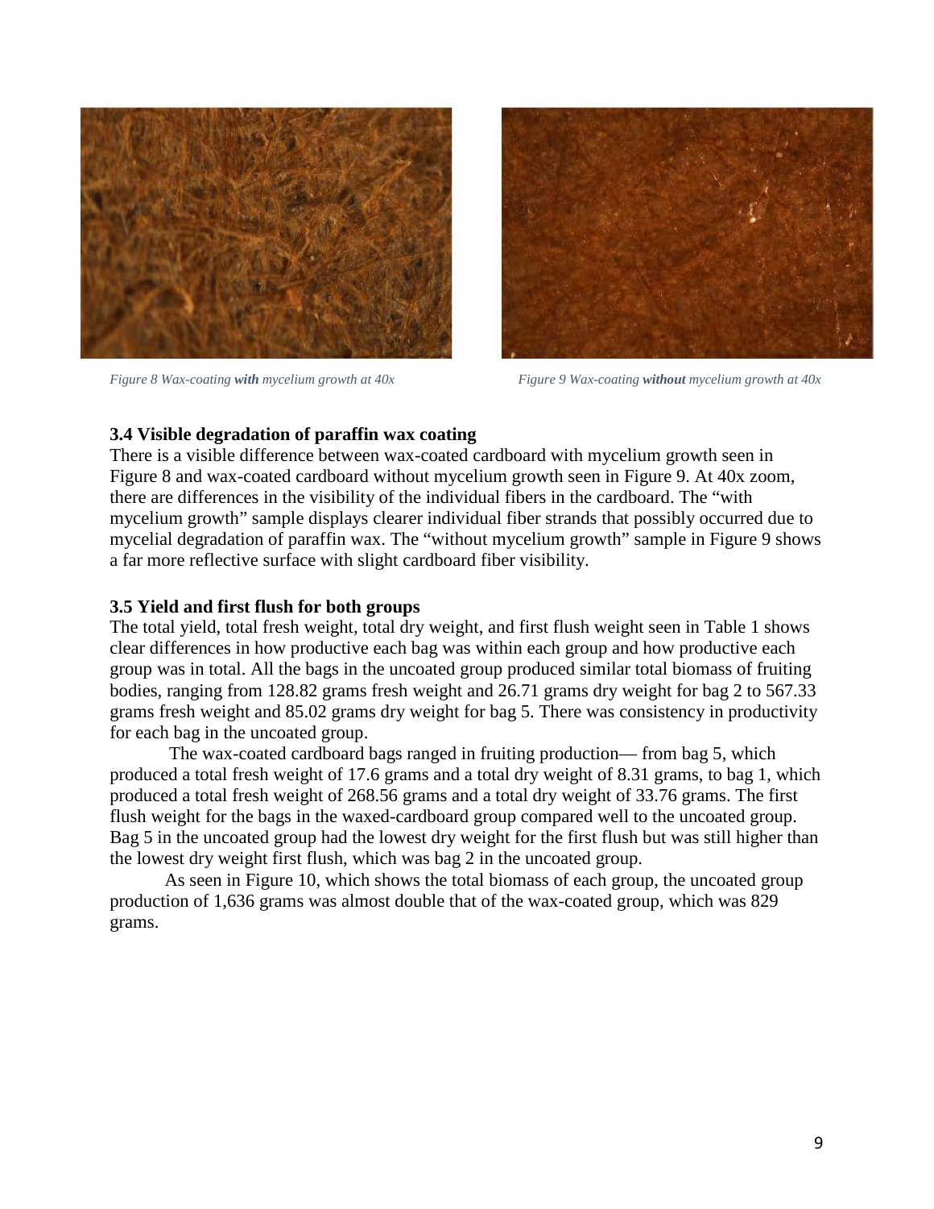*Figure 8 Wax-coating **with** mycelium growth at 40x*

*Figure 9 Wax-coating **without** mycelium growth at 40x*

### 3.4 Visible degradation of paraffin wax coating

There is a visible difference between wax-coated cardboard with mycelium growth seen in Figure 8 and wax-coated cardboard without mycelium growth seen in Figure 9. At 40x zoom, there are differences in the visibility of the individual fibers in the cardboard. The "with mycelium growth" sample displays clearer individual fiber strands that possibly occurred due to mycelial degradation of paraffin wax. The "without mycelium growth" sample in Figure 9 shows a far more reflective surface with slight cardboard fiber visibility.

### 3.5 Yield and first flush for both groups

The total yield, total fresh weight, total dry weight, and first flush weight seen in Table 1 shows clear differences in how productive each bag was within each group and how productive each group was in total. All the bags in the uncoated group produced similar total biomass of fruiting bodies, ranging from 128.82 grams fresh weight and 26.71 grams dry weight for bag 2 to 567.33 grams fresh weight and 85.02 grams dry weight for bag 5. There was consistency in productivity for each bag in the uncoated group.

The wax-coated cardboard bags ranged in fruiting production— from bag 5, which produced a total fresh weight of 17.6 grams and a total dry weight of 8.31 grams, to bag 1, which produced a total fresh weight of 268.56 grams and a total dry weight of 33.76 grams. The first flush weight for the bags in the waxed-cardboard group compared well to the uncoated group. Bag 5 in the uncoated group had the lowest dry weight for the first flush but was still higher than the lowest dry weight first flush, which was bag 2 in the uncoated group.

As seen in Figure 10, which shows the total biomass of each group, the uncoated group production of 1,636 grams was almost double that of the wax-coated group, which was 829 grams.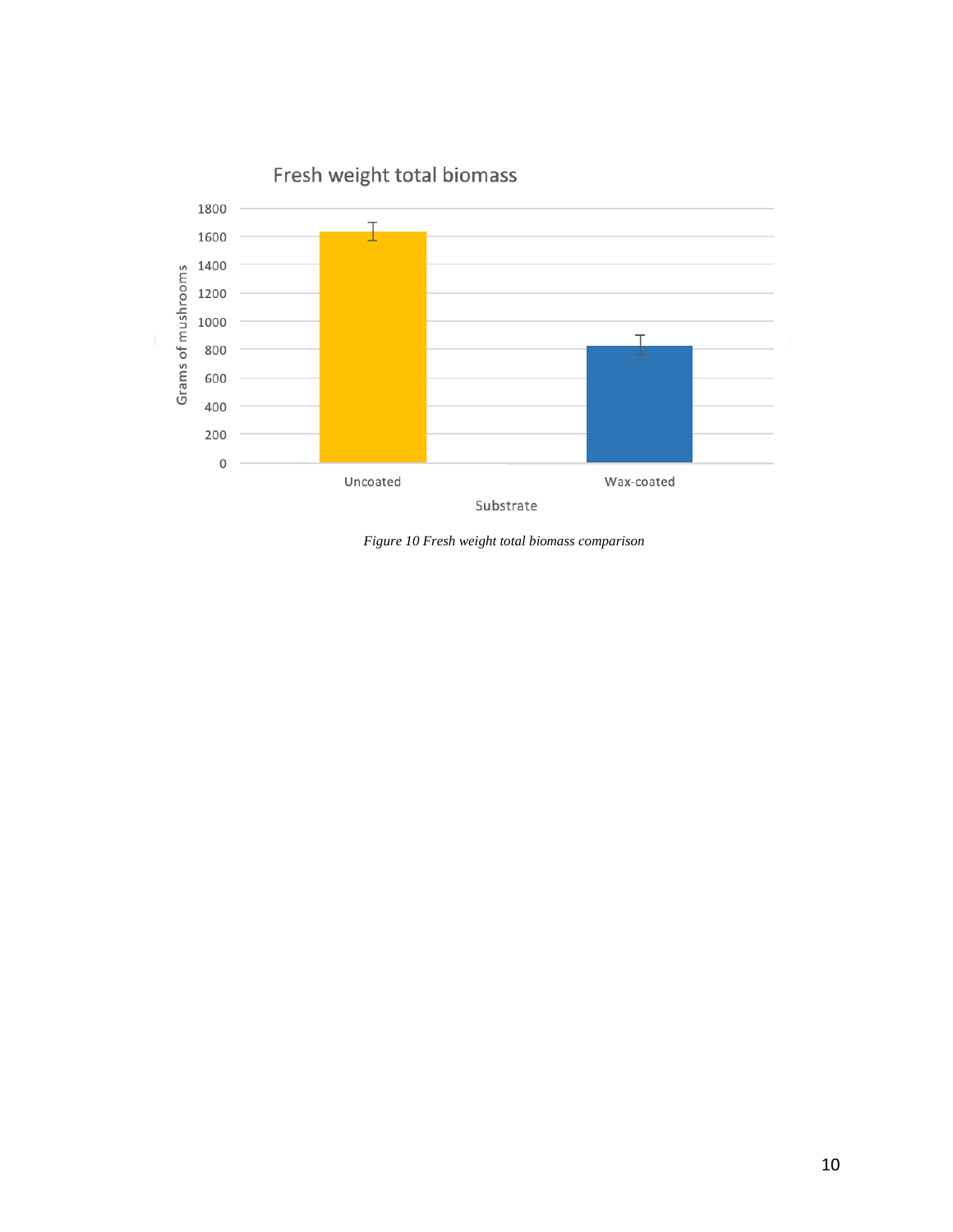*Figure 10 Fresh weight total biomass comparison*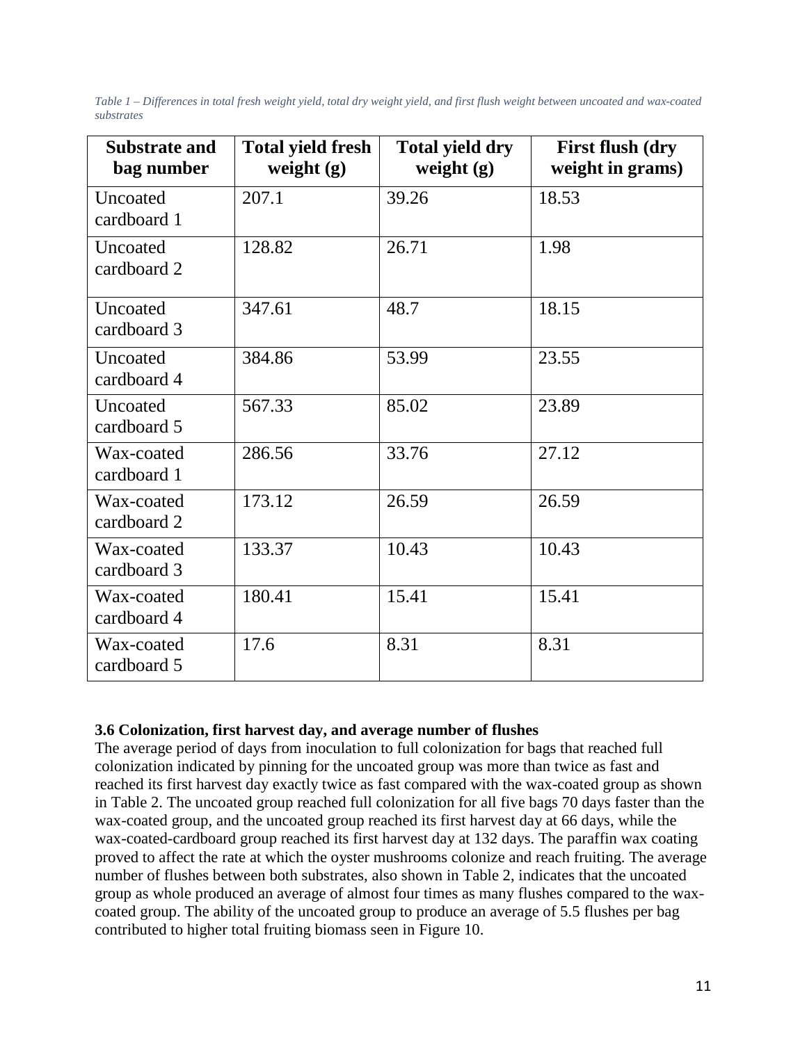*Table 1 – Differences in total fresh weight yield, total dry weight yield, and first flush weight between uncoated and wax-coated substrates*

| Substrate and bag number | Total yield fresh weight (g) | Total yield dry weight (g) | First flush (dry weight in grams) |
|---|---|---|---|
| Uncoated cardboard 1 | 207.1 | 39.26 | 18.53 |
| Uncoated cardboard 2 | 128.82 | 26.71 | 1.98 |
| Uncoated cardboard 3 | 347.61 | 48.7 | 18.15 |
| Uncoated cardboard 4 | 384.86 | 53.99 | 23.55 |
| Uncoated cardboard 5 | 567.33 | 85.02 | 23.89 |
| Wax-coated cardboard 1 | 286.56 | 33.76 | 27.12 |
| Wax-coated cardboard 2 | 173.12 | 26.59 | 26.59 |
| Wax-coated cardboard 3 | 133.37 | 10.43 | 10.43 |
| Wax-coated cardboard 4 | 180.41 | 15.41 | 15.41 |
| Wax-coated cardboard 5 | 17.6 | 8.31 | 8.31 |

### 3.6 Colonization, first harvest day, and average number of flushes

The average period of days from inoculation to full colonization for bags that reached full colonization indicated by pinning for the uncoated group was more than twice as fast and reached its first harvest day exactly twice as fast compared with the wax-coated group as shown in Table 2. The uncoated group reached full colonization for all five bags 70 days faster than the wax-coated group, and the uncoated group reached its first harvest day at 66 days, while the wax-coated-cardboard group reached its first harvest day at 132 days. The paraffin wax coating proved to affect the rate at which the oyster mushrooms colonize and reach fruiting. The average number of flushes between both substrates, also shown in Table 2, indicates that the uncoated group as whole produced an average of almost four times as many flushes compared to the wax-coated group. The ability of the uncoated group to produce an average of 5.5 flushes per bag contributed to higher total fruiting biomass seen in Figure 10.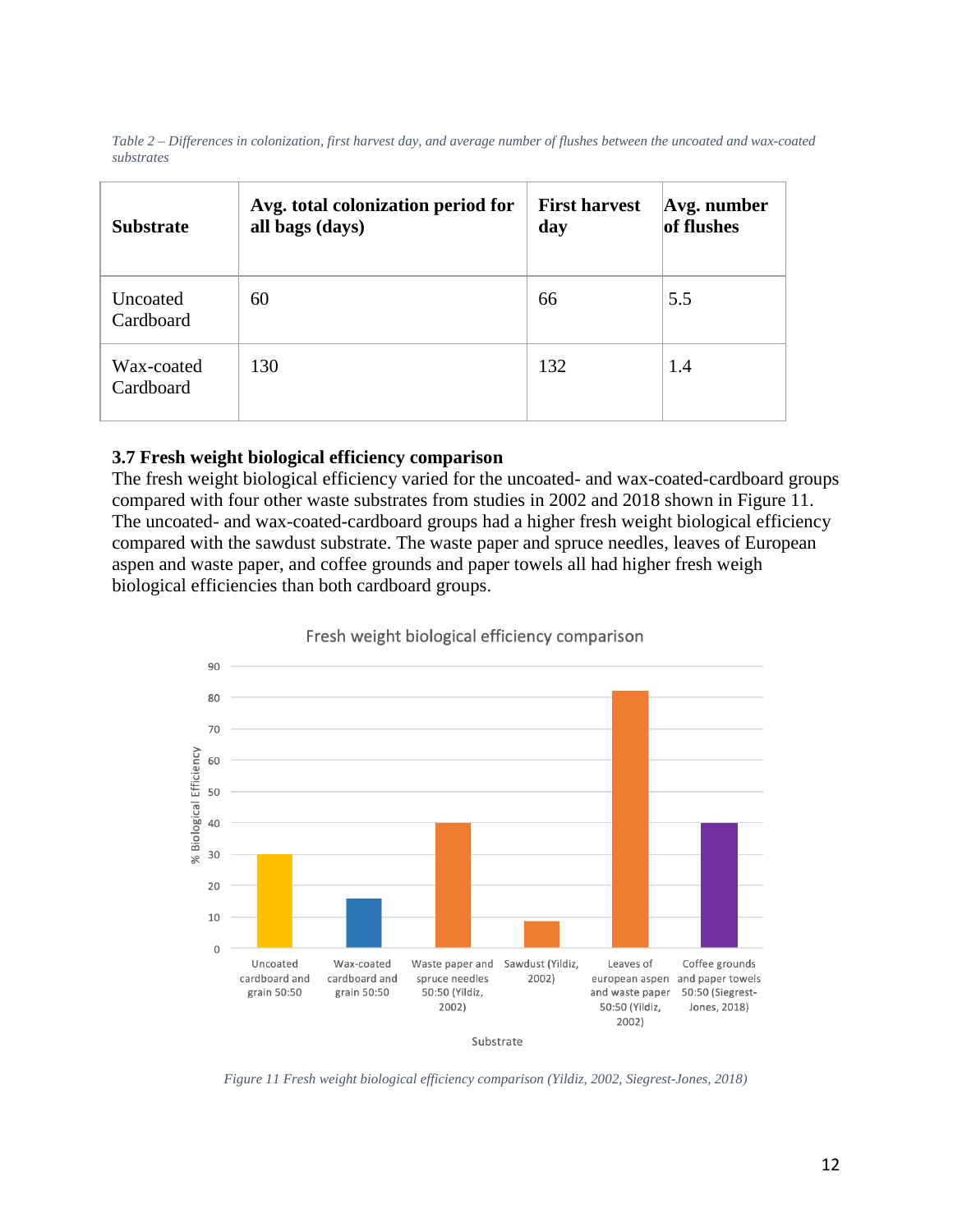*Table 2 – Differences in colonization, first harvest day, and average number of flushes between the uncoated and wax-coated substrates*

| Substrate | Avg. total colonization period for all bags (days) | First harvest day | Avg. number of flushes |
|---|---|---|---|
| Uncoated Cardboard | 60 | 66 | 5.5 |
| Wax-coated Cardboard | 130 | 132 | 1.4 |

### 3.7 Fresh weight biological efficiency comparison

The fresh weight biological efficiency varied for the uncoated- and wax-coated-cardboard groups compared with four other waste substrates from studies in 2002 and 2018 shown in Figure 11. The uncoated- and wax-coated-cardboard groups had a higher fresh weight biological efficiency compared with the sawdust substrate. The waste paper and spruce needles, leaves of European aspen and waste paper, and coffee grounds and paper towels all had higher fresh weigh biological efficiencies than both cardboard groups.

*Figure 11 Fresh weight biological efficiency comparison (Yildiz, 2002, Siegrest-Jones, 2018)*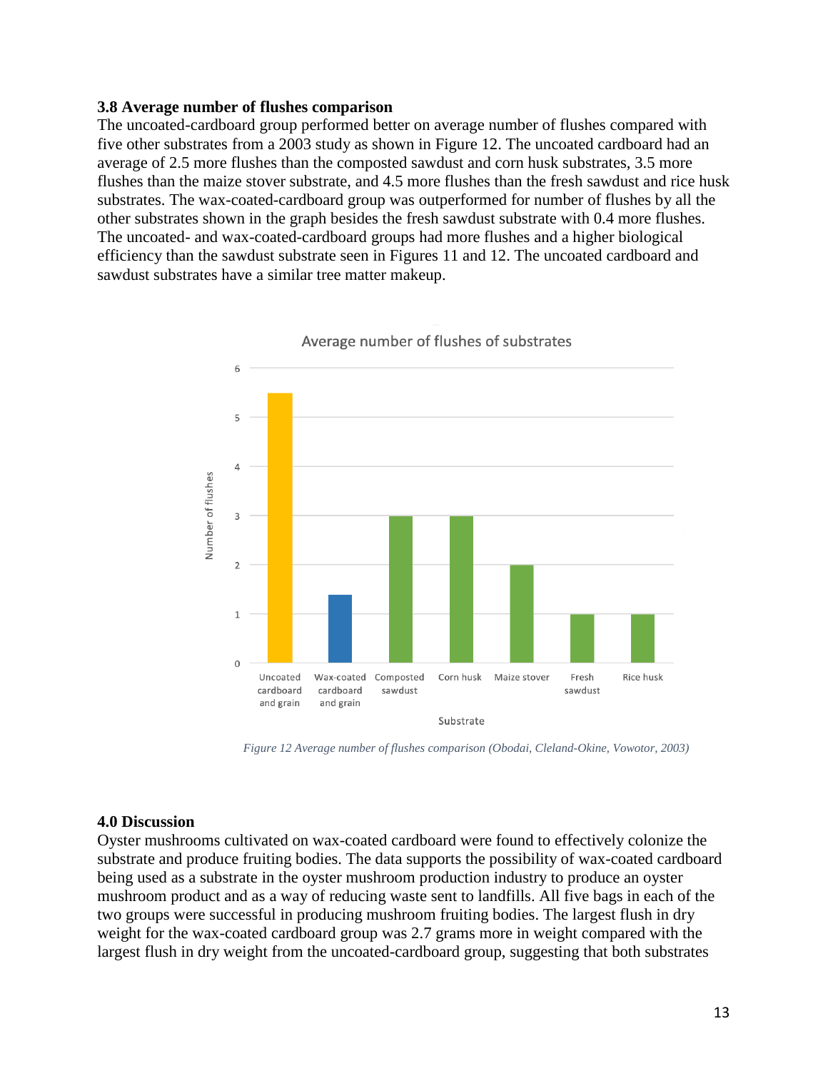### 3.8 Average number of flushes comparison

The uncoated-cardboard group performed better on average number of flushes compared with five other substrates from a 2003 study as shown in Figure 12. The uncoated cardboard had an average of 2.5 more flushes than the composted sawdust and corn husk substrates, 3.5 more flushes than the maize stover substrate, and 4.5 more flushes than the fresh sawdust and rice husk substrates. The wax-coated-cardboard group was outperformed for number of flushes by all the other substrates shown in the graph besides the fresh sawdust substrate with 0.4 more flushes. The uncoated- and wax-coated-cardboard groups had more flushes and a higher biological efficiency than the sawdust substrate seen in Figures 11 and 12. The uncoated cardboard and sawdust substrates have a similar tree matter makeup.

*Figure 12 Average number of flushes comparison (Obodai, Cleland-Okine, Vowotor, 2003)*

## 4.0 Discussion

Oyster mushrooms cultivated on wax-coated cardboard were found to effectively colonize the substrate and produce fruiting bodies. The data supports the possibility of wax-coated cardboard being used as a substrate in the oyster mushroom production industry to produce an oyster mushroom product and as a way of reducing waste sent to landfills. All five bags in each of the two groups were successful in producing mushroom fruiting bodies. The largest flush in dry weight for the wax-coated cardboard group was 2.7 grams more in weight compared with the largest flush in dry weight from the uncoated-cardboard group, suggesting that both substrates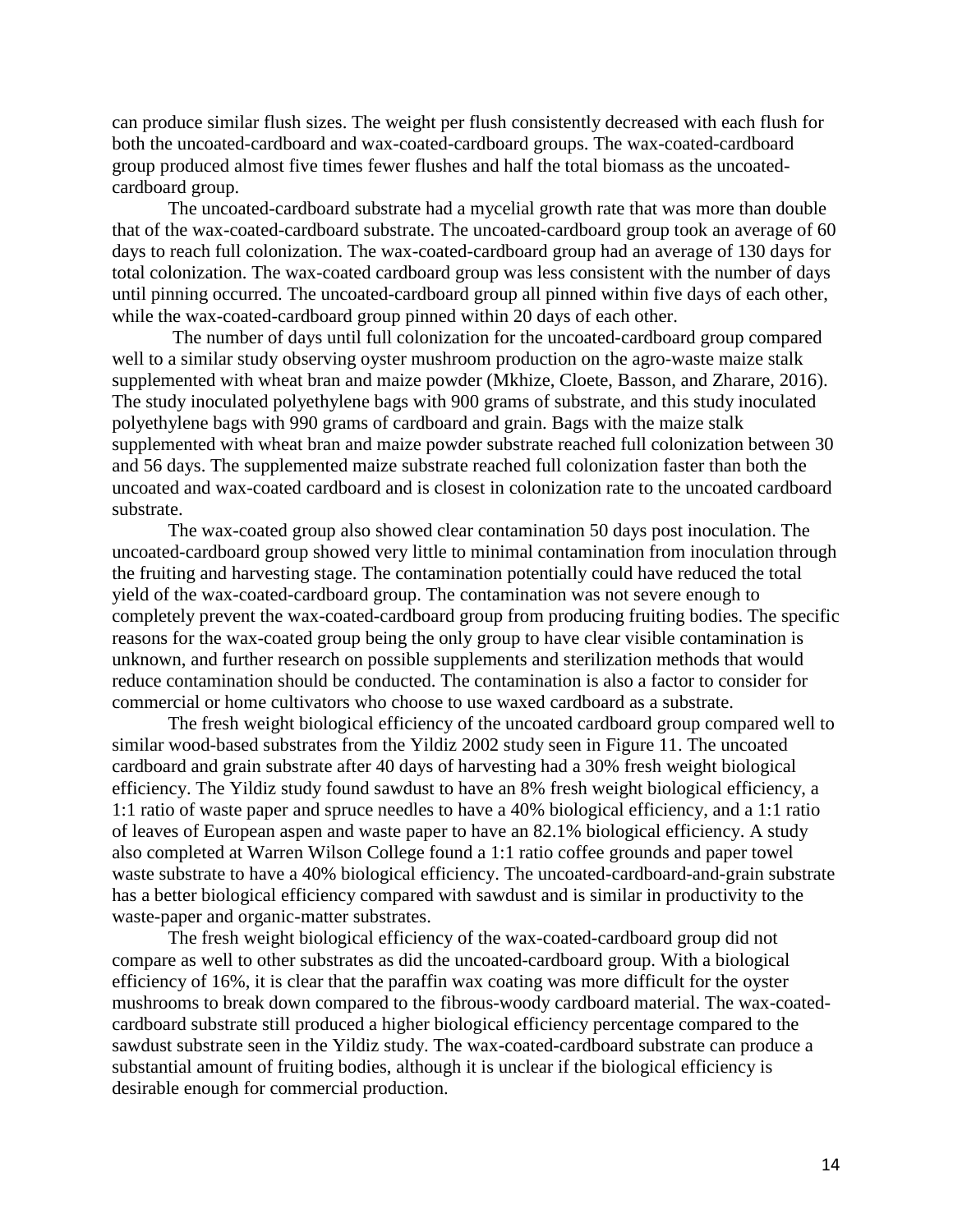can produce similar flush sizes. The weight per flush consistently decreased with each flush for both the uncoated-cardboard and wax-coated-cardboard groups. The wax-coated-cardboard group produced almost five times fewer flushes and half the total biomass as the uncoated-cardboard group.

The uncoated-cardboard substrate had a mycelial growth rate that was more than double that of the wax-coated-cardboard substrate. The uncoated-cardboard group took an average of 60 days to reach full colonization. The wax-coated-cardboard group had an average of 130 days for total colonization. The wax-coated cardboard group was less consistent with the number of days until pinning occurred. The uncoated-cardboard group all pinned within five days of each other, while the wax-coated-cardboard group pinned within 20 days of each other.

The number of days until full colonization for the uncoated-cardboard group compared well to a similar study observing oyster mushroom production on the agro-waste maize stalk supplemented with wheat bran and maize powder (Mkhize, Cloete, Basson, and Zharare, 2016). The study inoculated polyethylene bags with 900 grams of substrate, and this study inoculated polyethylene bags with 990 grams of cardboard and grain. Bags with the maize stalk supplemented with wheat bran and maize powder substrate reached full colonization between 30 and 56 days. The supplemented maize substrate reached full colonization faster than both the uncoated and wax-coated cardboard and is closest in colonization rate to the uncoated cardboard substrate.

The wax-coated group also showed clear contamination 50 days post inoculation. The uncoated-cardboard group showed very little to minimal contamination from inoculation through the fruiting and harvesting stage. The contamination potentially could have reduced the total yield of the wax-coated-cardboard group. The contamination was not severe enough to completely prevent the wax-coated-cardboard group from producing fruiting bodies. The specific reasons for the wax-coated group being the only group to have clear visible contamination is unknown, and further research on possible supplements and sterilization methods that would reduce contamination should be conducted. The contamination is also a factor to consider for commercial or home cultivators who choose to use waxed cardboard as a substrate.

The fresh weight biological efficiency of the uncoated cardboard group compared well to similar wood-based substrates from the Yildiz 2002 study seen in Figure 11. The uncoated cardboard and grain substrate after 40 days of harvesting had a 30% fresh weight biological efficiency. The Yildiz study found sawdust to have an 8% fresh weight biological efficiency, a 1:1 ratio of waste paper and spruce needles to have a 40% biological efficiency, and a 1:1 ratio of leaves of European aspen and waste paper to have an 82.1% biological efficiency. A study also completed at Warren Wilson College found a 1:1 ratio coffee grounds and paper towel waste substrate to have a 40% biological efficiency. The uncoated-cardboard-and-grain substrate has a better biological efficiency compared with sawdust and is similar in productivity to the waste-paper and organic-matter substrates.

The fresh weight biological efficiency of the wax-coated-cardboard group did not compare as well to other substrates as did the uncoated-cardboard group. With a biological efficiency of 16%, it is clear that the paraffin wax coating was more difficult for the oyster mushrooms to break down compared to the fibrous-woody cardboard material. The wax-coated-cardboard substrate still produced a higher biological efficiency percentage compared to the sawdust substrate seen in the Yildiz study. The wax-coated-cardboard substrate can produce a substantial amount of fruiting bodies, although it is unclear if the biological efficiency is desirable enough for commercial production.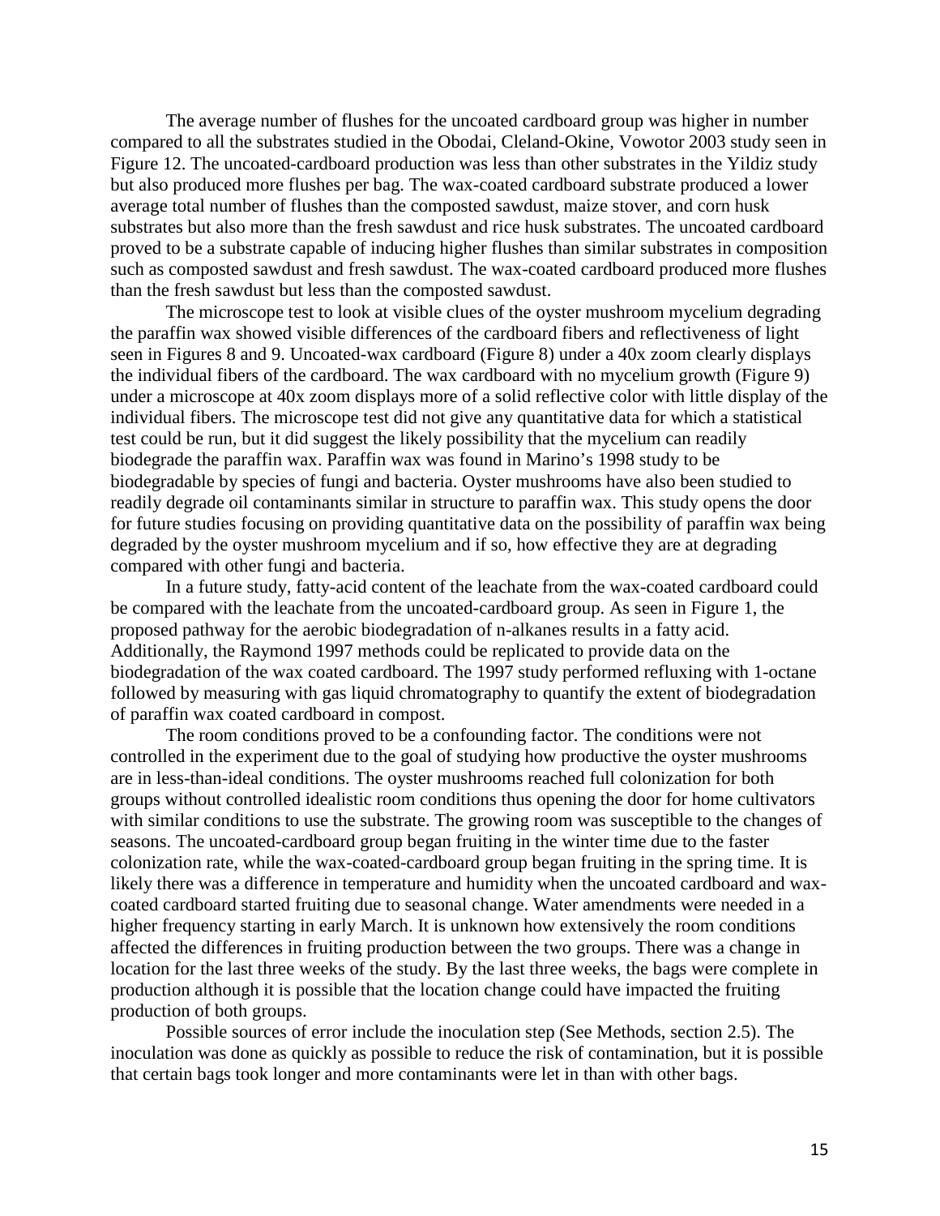The average number of flushes for the uncoated cardboard group was higher in number compared to all the substrates studied in the Obodai, Cleland-Okine, Vowotor 2003 study seen in Figure 12. The uncoated-cardboard production was less than other substrates in the Yildiz study but also produced more flushes per bag. The wax-coated cardboard substrate produced a lower average total number of flushes than the composted sawdust, maize stover, and corn husk substrates but also more than the fresh sawdust and rice husk substrates. The uncoated cardboard proved to be a substrate capable of inducing higher flushes than similar substrates in composition such as composted sawdust and fresh sawdust. The wax-coated cardboard produced more flushes than the fresh sawdust but less than the composted sawdust.

The microscope test to look at visible clues of the oyster mushroom mycelium degrading the paraffin wax showed visible differences of the cardboard fibers and reflectiveness of light seen in Figures 8 and 9. Uncoated-wax cardboard (Figure 8) under a 40x zoom clearly displays the individual fibers of the cardboard. The wax cardboard with no mycelium growth (Figure 9) under a microscope at 40x zoom displays more of a solid reflective color with little display of the individual fibers. The microscope test did not give any quantitative data for which a statistical test could be run, but it did suggest the likely possibility that the mycelium can readily biodegrade the paraffin wax. Paraffin wax was found in Marino's 1998 study to be biodegradable by species of fungi and bacteria. Oyster mushrooms have also been studied to readily degrade oil contaminants similar in structure to paraffin wax. This study opens the door for future studies focusing on providing quantitative data on the possibility of paraffin wax being degraded by the oyster mushroom mycelium and if so, how effective they are at degrading compared with other fungi and bacteria.

In a future study, fatty-acid content of the leachate from the wax-coated cardboard could be compared with the leachate from the uncoated-cardboard group. As seen in Figure 1, the proposed pathway for the aerobic biodegradation of n-alkanes results in a fatty acid. Additionally, the Raymond 1997 methods could be replicated to provide data on the biodegradation of the wax coated cardboard. The 1997 study performed refluxing with 1-octane followed by measuring with gas liquid chromatography to quantify the extent of biodegradation of paraffin wax coated cardboard in compost.

The room conditions proved to be a confounding factor. The conditions were not controlled in the experiment due to the goal of studying how productive the oyster mushrooms are in less-than-ideal conditions. The oyster mushrooms reached full colonization for both groups without controlled idealistic room conditions thus opening the door for home cultivators with similar conditions to use the substrate. The growing room was susceptible to the changes of seasons. The uncoated-cardboard group began fruiting in the winter time due to the faster colonization rate, while the wax-coated-cardboard group began fruiting in the spring time. It is likely there was a difference in temperature and humidity when the uncoated cardboard and wax-coated cardboard started fruiting due to seasonal change. Water amendments were needed in a higher frequency starting in early March. It is unknown how extensively the room conditions affected the differences in fruiting production between the two groups. There was a change in location for the last three weeks of the study. By the last three weeks, the bags were complete in production although it is possible that the location change could have impacted the fruiting production of both groups.

Possible sources of error include the inoculation step (See Methods, section 2.5). The inoculation was done as quickly as possible to reduce the risk of contamination, but it is possible that certain bags took longer and more contaminants were let in than with other bags.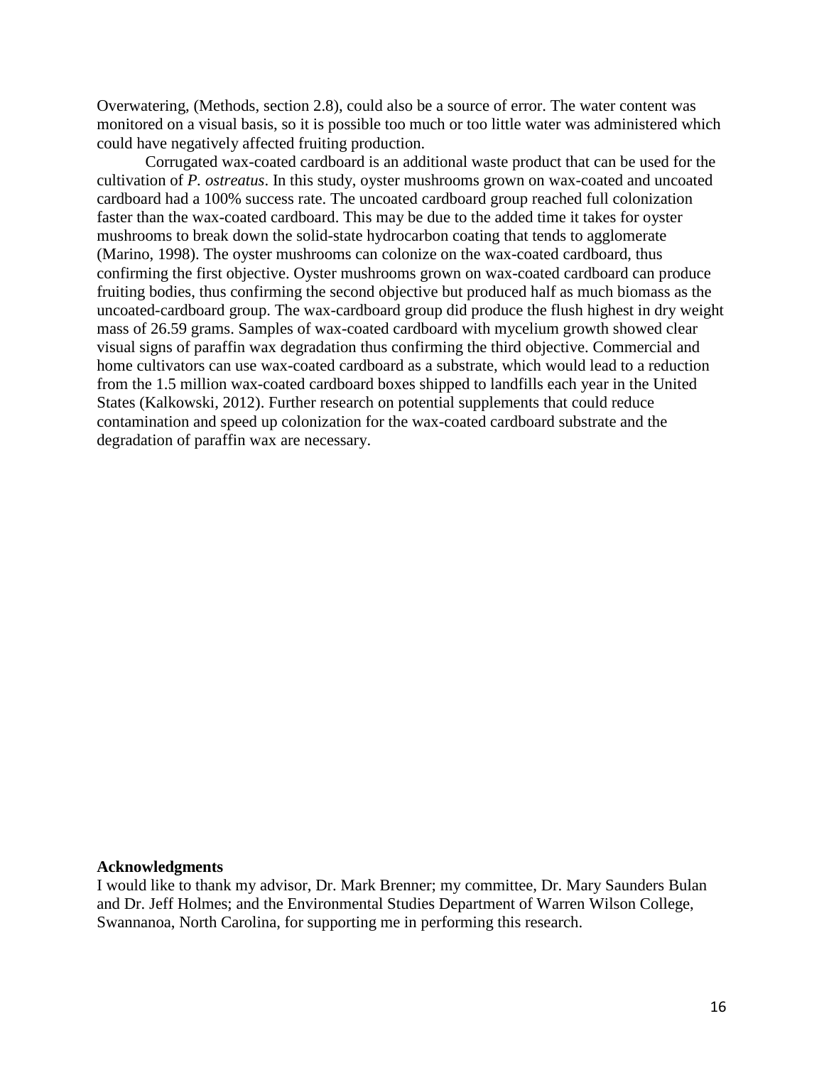Overwatering, (Methods, section 2.8), could also be a source of error. The water content was monitored on a visual basis, so it is possible too much or too little water was administered which could have negatively affected fruiting production.

Corrugated wax-coated cardboard is an additional waste product that can be used for the cultivation of *P. ostreatus*. In this study, oyster mushrooms grown on wax-coated and uncoated cardboard had a 100% success rate. The uncoated cardboard group reached full colonization faster than the wax-coated cardboard. This may be due to the added time it takes for oyster mushrooms to break down the solid-state hydrocarbon coating that tends to agglomerate (Marino, 1998). The oyster mushrooms can colonize on the wax-coated cardboard, thus confirming the first objective. Oyster mushrooms grown on wax-coated cardboard can produce fruiting bodies, thus confirming the second objective but produced half as much biomass as the uncoated-cardboard group. The wax-cardboard group did produce the flush highest in dry weight mass of 26.59 grams. Samples of wax-coated cardboard with mycelium growth showed clear visual signs of paraffin wax degradation thus confirming the third objective. Commercial and home cultivators can use wax-coated cardboard as a substrate, which would lead to a reduction from the 1.5 million wax-coated cardboard boxes shipped to landfills each year in the United States (Kalkowski, 2012). Further research on potential supplements that could reduce contamination and speed up colonization for the wax-coated cardboard substrate and the degradation of paraffin wax are necessary.

**Acknowledgments**

I would like to thank my advisor, Dr. Mark Brenner; my committee, Dr. Mary Saunders Bulan and Dr. Jeff Holmes; and the Environmental Studies Department of Warren Wilson College, Swannanoa, North Carolina, for supporting me in performing this research.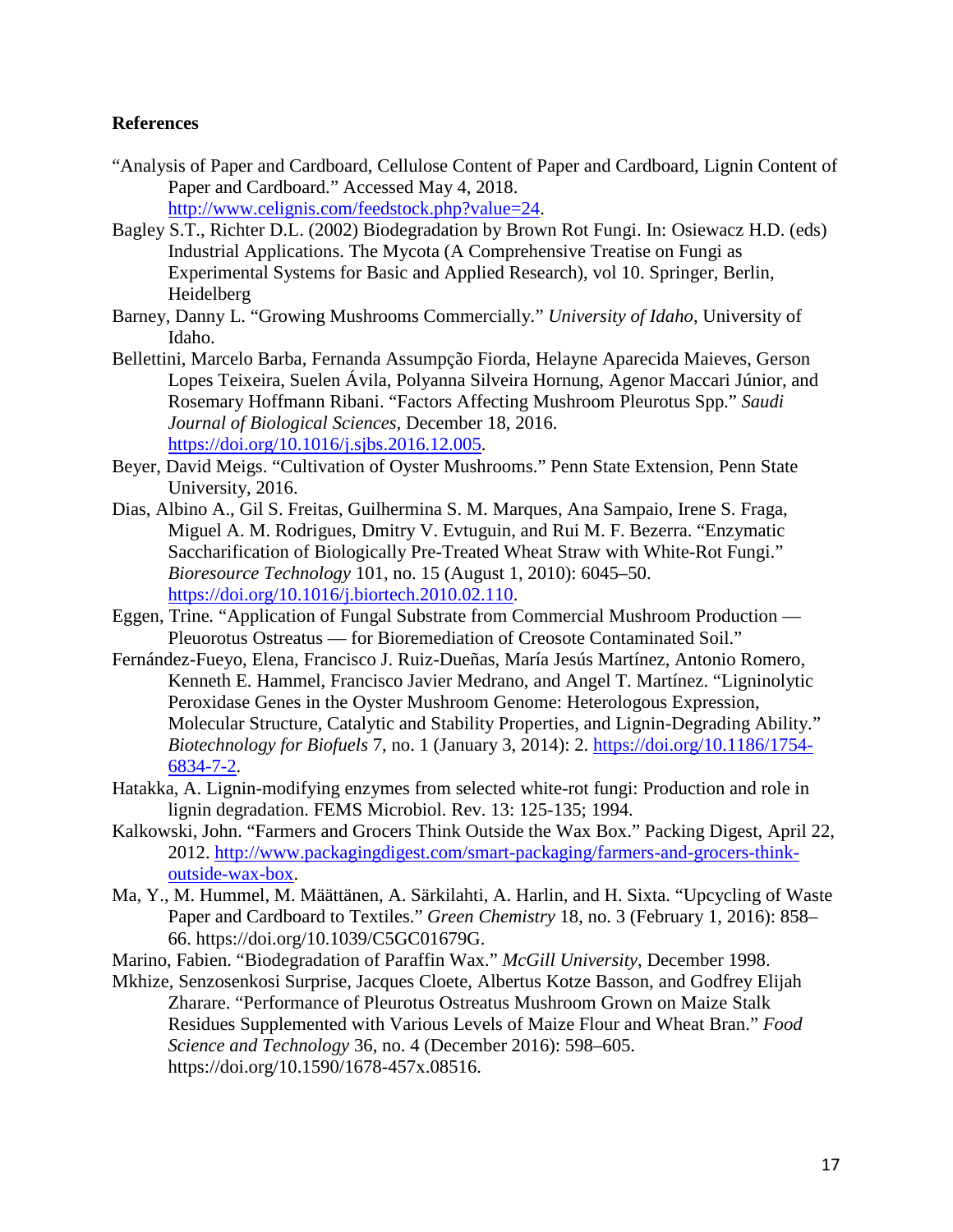**References**

"Analysis of Paper and Cardboard, Cellulose Content of Paper and Cardboard, Lignin Content of Paper and Cardboard." Accessed May 4, 2018. http://www.celignis.com/feedstock.php?value=24.

Bagley S.T., Richter D.L. (2002) Biodegradation by Brown Rot Fungi. In: Osiewacz H.D. (eds) Industrial Applications. The Mycota (A Comprehensive Treatise on Fungi as Experimental Systems for Basic and Applied Research), vol 10. Springer, Berlin, Heidelberg

Barney, Danny L. "Growing Mushrooms Commercially." *University of Idaho*, University of Idaho.

Bellettini, Marcelo Barba, Fernanda Assumpção Fiorda, Helayne Aparecida Maieves, Gerson Lopes Teixeira, Suelen Ávila, Polyanna Silveira Hornung, Agenor Maccari Júnior, and Rosemary Hoffmann Ribani. "Factors Affecting Mushroom Pleurotus Spp." *Saudi Journal of Biological Sciences*, December 18, 2016. https://doi.org/10.1016/j.sjbs.2016.12.005.

Beyer, David Meigs. "Cultivation of Oyster Mushrooms." Penn State Extension, Penn State University, 2016.

Dias, Albino A., Gil S. Freitas, Guilhermina S. M. Marques, Ana Sampaio, Irene S. Fraga, Miguel A. M. Rodrigues, Dmitry V. Evtuguin, and Rui M. F. Bezerra. "Enzymatic Saccharification of Biologically Pre-Treated Wheat Straw with White-Rot Fungi." *Bioresource Technology* 101, no. 15 (August 1, 2010): 6045–50. https://doi.org/10.1016/j.biortech.2010.02.110.

Eggen, Trine. "Application of Fungal Substrate from Commercial Mushroom Production — Pleuorotus Ostreatus — for Bioremediation of Creosote Contaminated Soil."

Fernández-Fueyo, Elena, Francisco J. Ruiz-Dueñas, María Jesús Martínez, Antonio Romero, Kenneth E. Hammel, Francisco Javier Medrano, and Angel T. Martínez. "Ligninolytic Peroxidase Genes in the Oyster Mushroom Genome: Heterologous Expression, Molecular Structure, Catalytic and Stability Properties, and Lignin-Degrading Ability." *Biotechnology for Biofuels* 7, no. 1 (January 3, 2014): 2. https://doi.org/10.1186/1754-6834-7-2.

Hatakka, A. Lignin-modifying enzymes from selected white-rot fungi: Production and role in lignin degradation. FEMS Microbiol. Rev. 13: 125-135; 1994.

Kalkowski, John. "Farmers and Grocers Think Outside the Wax Box." Packing Digest, April 22, 2012. http://www.packagingdigest.com/smart-packaging/farmers-and-grocers-think-outside-wax-box.

Ma, Y., M. Hummel, M. Määttänen, A. Särkilahti, A. Harlin, and H. Sixta. "Upcycling of Waste Paper and Cardboard to Textiles." *Green Chemistry* 18, no. 3 (February 1, 2016): 858–66. https://doi.org/10.1039/C5GC01679G.

Marino, Fabien. "Biodegradation of Paraffin Wax." *McGill University*, December 1998.

Mkhize, Senzosenkosi Surprise, Jacques Cloete, Albertus Kotze Basson, and Godfrey Elijah Zharare. "Performance of Pleurotus Ostreatus Mushroom Grown on Maize Stalk Residues Supplemented with Various Levels of Maize Flour and Wheat Bran." *Food Science and Technology* 36, no. 4 (December 2016): 598–605. https://doi.org/10.1590/1678-457x.08516.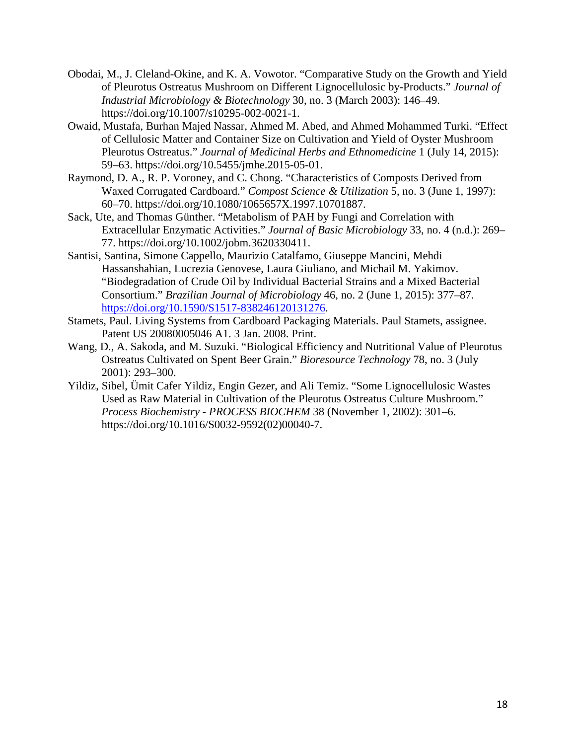Obodai, M., J. Cleland-Okine, and K. A. Vowotor. “Comparative Study on the Growth and Yield of Pleurotus Ostreatus Mushroom on Different Lignocellulosic by-Products.” *Journal of Industrial Microbiology & Biotechnology* 30, no. 3 (March 2003): 146–49. https://doi.org/10.1007/s10295-002-0021-1.

Owaid, Mustafa, Burhan Majed Nassar, Ahmed M. Abed, and Ahmed Mohammed Turki. “Effect of Cellulosic Matter and Container Size on Cultivation and Yield of Oyster Mushroom Pleurotus Ostreatus.” *Journal of Medicinal Herbs and Ethnomedicine* 1 (July 14, 2015): 59–63. https://doi.org/10.5455/jmhe.2015-05-01.

Raymond, D. A., R. P. Voroney, and C. Chong. “Characteristics of Composts Derived from Waxed Corrugated Cardboard.” *Compost Science & Utilization* 5, no. 3 (June 1, 1997): 60–70. https://doi.org/10.1080/1065657X.1997.10701887.

Sack, Ute, and Thomas Günther. “Metabolism of PAH by Fungi and Correlation with Extracellular Enzymatic Activities.” *Journal of Basic Microbiology* 33, no. 4 (n.d.): 269–77. https://doi.org/10.1002/jobm.3620330411.

Santisi, Santina, Simone Cappello, Maurizio Catalfamo, Giuseppe Mancini, Mehdi Hassanshahian, Lucrezia Genovese, Laura Giuliano, and Michail M. Yakimov. “Biodegradation of Crude Oil by Individual Bacterial Strains and a Mixed Bacterial Consortium.” *Brazilian Journal of Microbiology* 46, no. 2 (June 1, 2015): 377–87. https://doi.org/10.1590/S1517-838246120131276.

Stamets, Paul. Living Systems from Cardboard Packaging Materials. Paul Stamets, assignee. Patent US 20080005046 A1. 3 Jan. 2008. Print.

Wang, D., A. Sakoda, and M. Suzuki. “Biological Efficiency and Nutritional Value of Pleurotus Ostreatus Cultivated on Spent Beer Grain.” *Bioresource Technology* 78, no. 3 (July 2001): 293–300.

Yildiz, Sibel, Ümit Cafer Yildiz, Engin Gezer, and Ali Temiz. “Some Lignocellulosic Wastes Used as Raw Material in Cultivation of the Pleurotus Ostreatus Culture Mushroom.” *Process Biochemistry - PROCESS BIOCHEM* 38 (November 1, 2002): 301–6. https://doi.org/10.1016/S0032-9592(02)00040-7.